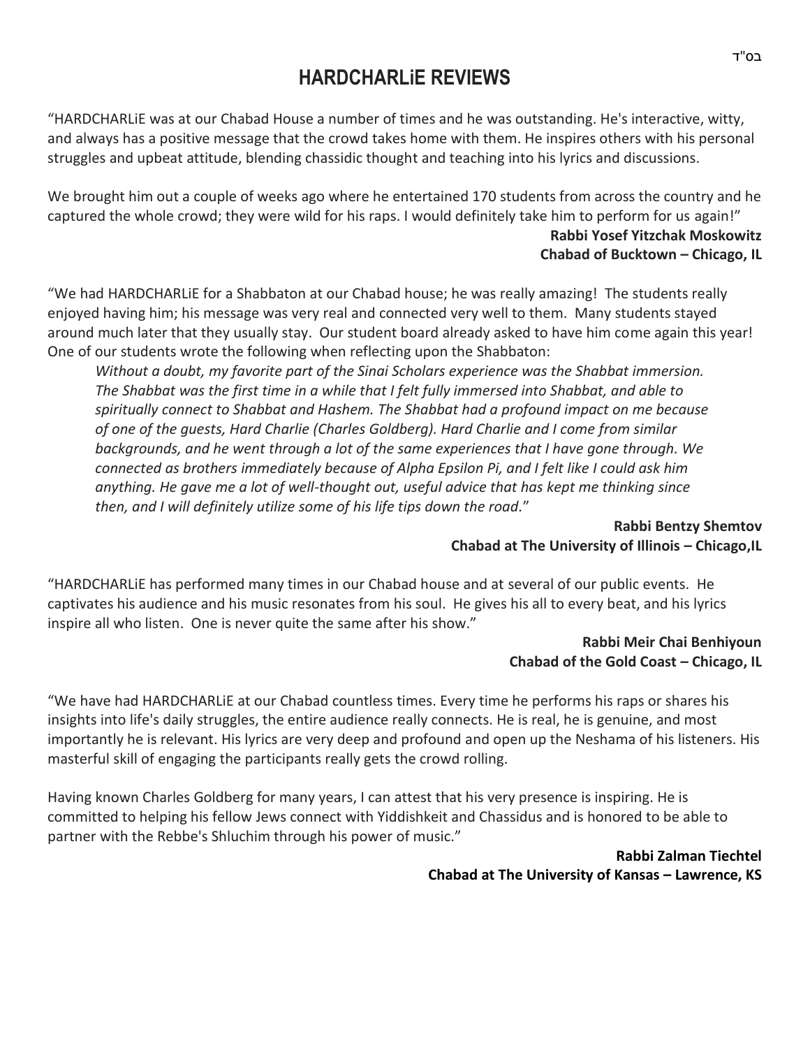בס"ד

# HARDCHARLiE REVIEWS

"HARDCHARLiE was at our Chabad House a number of times and he was outstanding. He's interactive, witty, and always has a positive message that the crowd takes home with them. He inspires others with his personal struggles and upbeat attitude, blending chassidic thought and teaching into his lyrics and discussions.

We brought him out a couple of weeks ago where he entertained 170 students from across the country and he captured the whole crowd; they were wild for his raps. I would definitely take him to perform for us again!"

**Rabbi Yosef Yitzchak Moskowitz**
**Chabad of Bucktown – Chicago, IL**

"We had HARDCHARLiE for a Shabbaton at our Chabad house; he was really amazing! The students really enjoyed having him; his message was very real and connected very well to them. Many students stayed around much later that they usually stay. Our student board already asked to have him come again this year! One of our students wrote the following when reflecting upon the Shabbaton:

> *Without a doubt, my favorite part of the Sinai Scholars experience was the Shabbat immersion. The Shabbat was the first time in a while that I felt fully immersed into Shabbat, and able to spiritually connect to Shabbat and Hashem. The Shabbat had a profound impact on me because of one of the guests, Hard Charlie (Charles Goldberg). Hard Charlie and I come from similar backgrounds, and he went through a lot of the same experiences that I have gone through. We connected as brothers immediately because of Alpha Epsilon Pi, and I felt like I could ask him anything. He gave me a lot of well-thought out, useful advice that has kept me thinking since then, and I will definitely utilize some of his life tips down the road.*"

**Rabbi Bentzy Shemtov**
**Chabad at The University of Illinois – Chicago,IL**

"HARDCHARLiE has performed many times in our Chabad house and at several of our public events. He captivates his audience and his music resonates from his soul. He gives his all to every beat, and his lyrics inspire all who listen. One is never quite the same after his show."

**Rabbi Meir Chai Benhiyoun**
**Chabad of the Gold Coast – Chicago, IL**

"We have had HARDCHARLiE at our Chabad countless times. Every time he performs his raps or shares his insights into life's daily struggles, the entire audience really connects. He is real, he is genuine, and most importantly he is relevant. His lyrics are very deep and profound and open up the Neshama of his listeners. His masterful skill of engaging the participants really gets the crowd rolling.

Having known Charles Goldberg for many years, I can attest that his very presence is inspiring. He is committed to helping his fellow Jews connect with Yiddishkeit and Chassidus and is honored to be able to partner with the Rebbe's Shluchim through his power of music."

**Rabbi Zalman Tiechtel**
**Chabad at The University of Kansas – Lawrence, KS**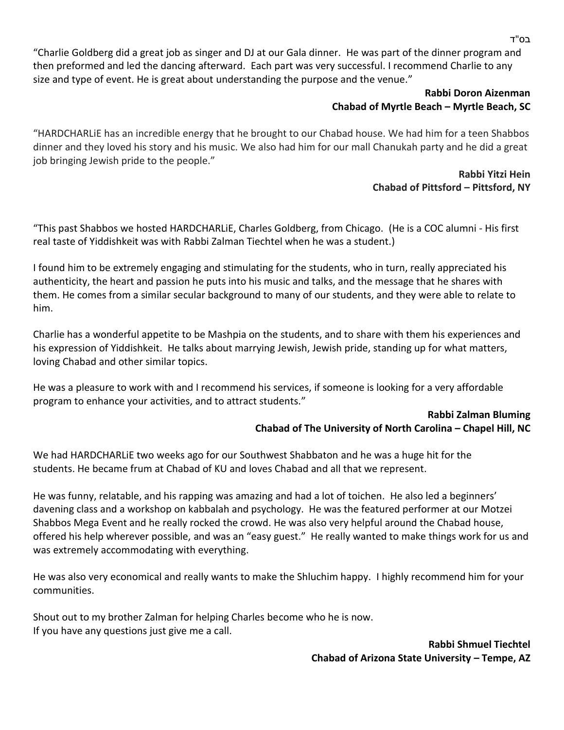בס"ד

"Charlie Goldberg did a great job as singer and DJ at our Gala dinner. He was part of the dinner program and then preformed and led the dancing afterward. Each part was very successful. I recommend Charlie to any size and type of event. He is great about understanding the purpose and the venue."

**Rabbi Doron Aizenman**
**Chabad of Myrtle Beach – Myrtle Beach, SC**

"HARDCHARLiE has an incredible energy that he brought to our Chabad house. We had him for a teen Shabbos dinner and they loved his story and his music. We also had him for our mall Chanukah party and he did a great job bringing Jewish pride to the people."

**Rabbi Yitzi Hein**
**Chabad of Pittsford – Pittsford, NY**

"This past Shabbos we hosted HARDCHARLiE, Charles Goldberg, from Chicago. (He is a COC alumni - His first real taste of Yiddishkeit was with Rabbi Zalman Tiechtel when he was a student.)

I found him to be extremely engaging and stimulating for the students, who in turn, really appreciated his authenticity, the heart and passion he puts into his music and talks, and the message that he shares with them. He comes from a similar secular background to many of our students, and they were able to relate to him.

Charlie has a wonderful appetite to be Mashpia on the students, and to share with them his experiences and his expression of Yiddishkeit. He talks about marrying Jewish, Jewish pride, standing up for what matters, loving Chabad and other similar topics.

He was a pleasure to work with and I recommend his services, if someone is looking for a very affordable program to enhance your activities, and to attract students."

**Rabbi Zalman Bluming**
**Chabad of The University of North Carolina – Chapel Hill, NC**

We had HARDCHARLiE two weeks ago for our Southwest Shabbaton and he was a huge hit for the students. He became frum at Chabad of KU and loves Chabad and all that we represent.

He was funny, relatable, and his rapping was amazing and had a lot of toichen. He also led a beginners' davening class and a workshop on kabbalah and psychology. He was the featured performer at our Motzei Shabbos Mega Event and he really rocked the crowd. He was also very helpful around the Chabad house, offered his help wherever possible, and was an "easy guest." He really wanted to make things work for us and was extremely accommodating with everything.

He was also very economical and really wants to make the Shluchim happy. I highly recommend him for your communities.

Shout out to my brother Zalman for helping Charles become who he is now.
If you have any questions just give me a call.

**Rabbi Shmuel Tiechtel**
**Chabad of Arizona State University – Tempe, AZ**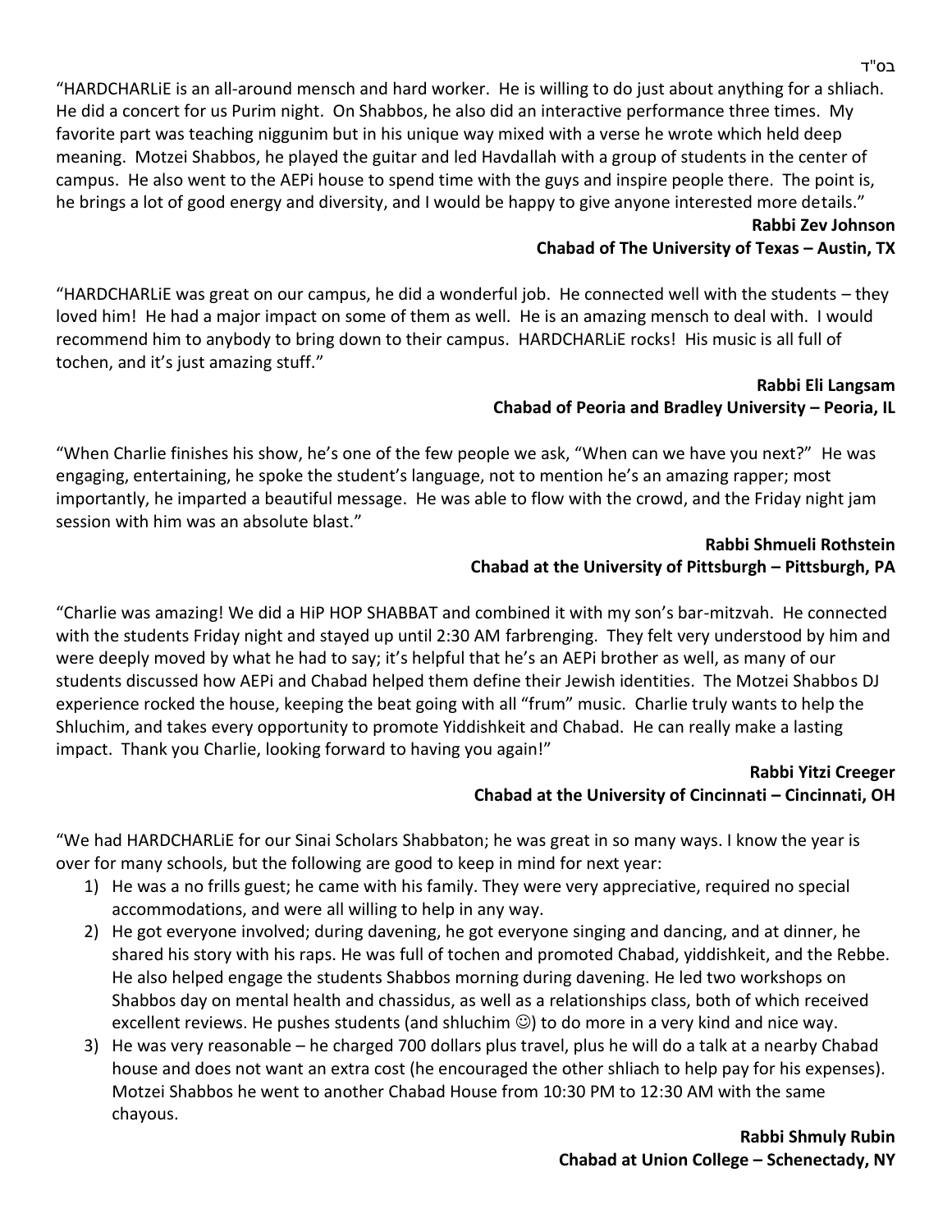בס"ד

"HARDCHARLiE is an all-around mensch and hard worker. He is willing to do just about anything for a shliach. He did a concert for us Purim night. On Shabbos, he also did an interactive performance three times. My favorite part was teaching niggunim but in his unique way mixed with a verse he wrote which held deep meaning. Motzei Shabbos, he played the guitar and led Havdallah with a group of students in the center of campus. He also went to the AEPi house to spend time with the guys and inspire people there. The point is, he brings a lot of good energy and diversity, and I would be happy to give anyone interested more details."

**Rabbi Zev Johnson**
**Chabad of The University of Texas – Austin, TX**

"HARDCHARLiE was great on our campus, he did a wonderful job. He connected well with the students – they loved him! He had a major impact on some of them as well. He is an amazing mensch to deal with. I would recommend him to anybody to bring down to their campus. HARDCHARLiE rocks! His music is all full of tochen, and it's just amazing stuff."

**Rabbi Eli Langsam**
**Chabad of Peoria and Bradley University – Peoria, IL**

"When Charlie finishes his show, he's one of the few people we ask, "When can we have you next?" He was engaging, entertaining, he spoke the student's language, not to mention he's an amazing rapper; most importantly, he imparted a beautiful message. He was able to flow with the crowd, and the Friday night jam session with him was an absolute blast."

**Rabbi Shmueli Rothstein**
**Chabad at the University of Pittsburgh – Pittsburgh, PA**

"Charlie was amazing! We did a HiP HOP SHABBAT and combined it with my son's bar-mitzvah. He connected with the students Friday night and stayed up until 2:30 AM farbrenging. They felt very understood by him and were deeply moved by what he had to say; it's helpful that he's an AEPi brother as well, as many of our students discussed how AEPi and Chabad helped them define their Jewish identities. The Motzei Shabbos DJ experience rocked the house, keeping the beat going with all "frum" music. Charlie truly wants to help the Shluchim, and takes every opportunity to promote Yiddishkeit and Chabad. He can really make a lasting impact. Thank you Charlie, looking forward to having you again!"

**Rabbi Yitzi Creeger**
**Chabad at the University of Cincinnati – Cincinnati, OH**

"We had HARDCHARLiE for our Sinai Scholars Shabbaton; he was great in so many ways. I know the year is over for many schools, but the following are good to keep in mind for next year:

1) He was a no frills guest; he came with his family. They were very appreciative, required no special accommodations, and were all willing to help in any way.
2) He got everyone involved; during davening, he got everyone singing and dancing, and at dinner, he shared his story with his raps. He was full of tochen and promoted Chabad, yiddishkeit, and the Rebbe. He also helped engage the students Shabbos morning during davening. He led two workshops on Shabbos day on mental health and chassidus, as well as a relationships class, both of which received excellent reviews. He pushes students (and shluchim ☺) to do more in a very kind and nice way.
3) He was very reasonable – he charged 700 dollars plus travel, plus he will do a talk at a nearby Chabad house and does not want an extra cost (he encouraged the other shliach to help pay for his expenses). Motzei Shabbos he went to another Chabad House from 10:30 PM to 12:30 AM with the same chayous.

**Rabbi Shmuly Rubin**
**Chabad at Union College – Schenectady, NY**